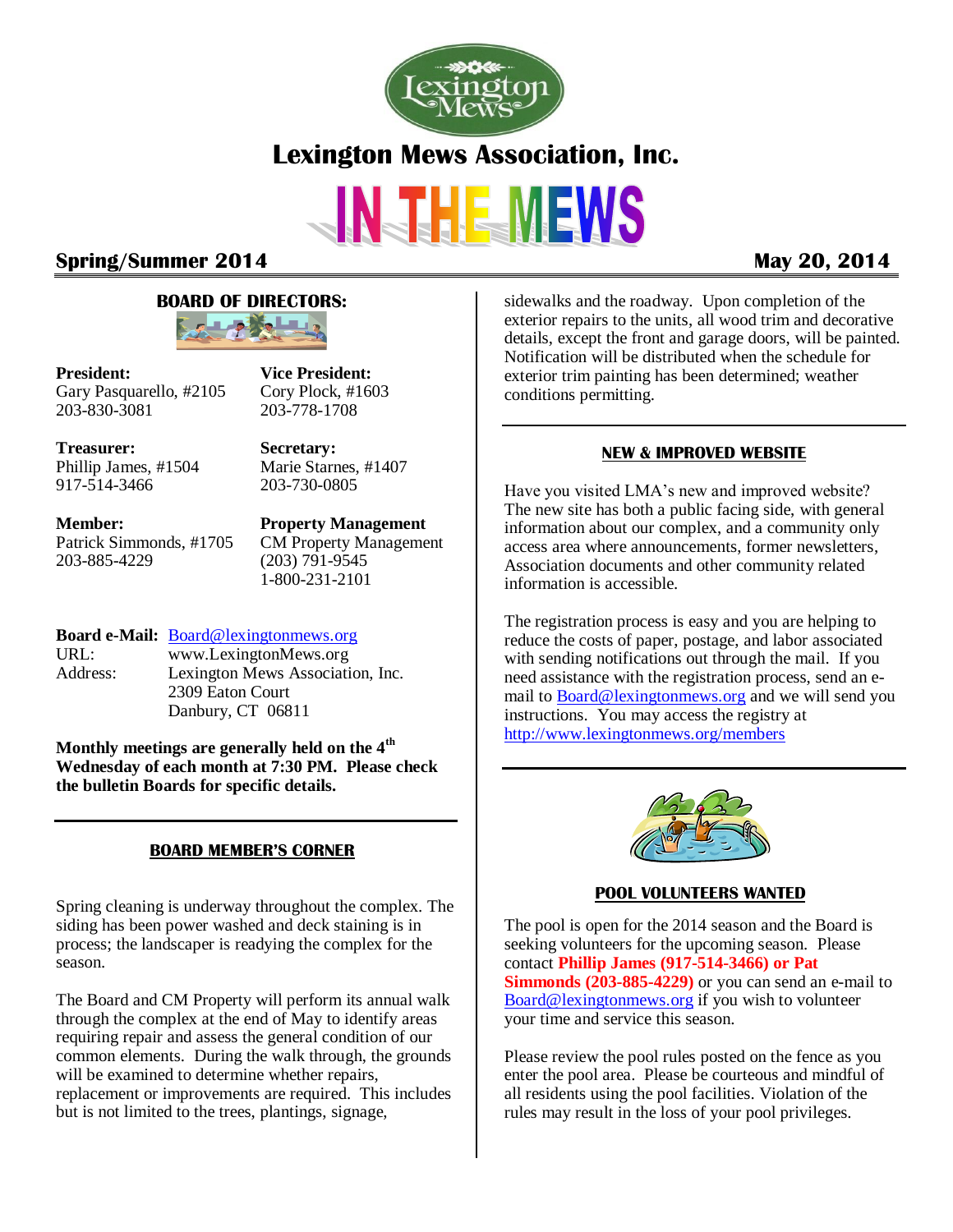# Lexington Mews Association, Inc.

# IN THE MEWS

**Spring/Summer 2014** **May 20, 2014**

## BOARD OF DIRECTORS:

**President:**
Gary Pasquarello, #2105
203-830-3081

**Vice President:**
Cory Plock, #1603
203-778-1708

**Treasurer:**
Phillip James, #1504
917-514-3466

**Secretary:**
Marie Starnes, #1407
203-730-0805

**Member:**
Patrick Simmonds, #1705
203-885-4229

**Property Management**
CM Property Management
(203) 791-9545
1-800-231-2101

**Board e-Mail:** Board@lexingtonmews.org
URL: www.LexingtonMews.org
Address: Lexington Mews Association, Inc.
2309 Eaton Court
Danbury, CT 06811

**Monthly meetings are generally held on the 4th Wednesday of each month at 7:30 PM. Please check the bulletin Boards for specific details.**

## BOARD MEMBER'S CORNER

Spring cleaning is underway throughout the complex. The siding has been power washed and deck staining is in process; the landscaper is readying the complex for the season.

The Board and CM Property will perform its annual walk through the complex at the end of May to identify areas requiring repair and assess the general condition of our common elements. During the walk through, the grounds will be examined to determine whether repairs, replacement or improvements are required. This includes but is not limited to the trees, plantings, signage, sidewalks and the roadway. Upon completion of the exterior repairs to the units, all wood trim and decorative details, except the front and garage doors, will be painted. Notification will be distributed when the schedule for exterior trim painting has been determined; weather conditions permitting.

## NEW & IMPROVED WEBSITE

Have you visited LMA's new and improved website? The new site has both a public facing side, with general information about our complex, and a community only access area where announcements, former newsletters, Association documents and other community related information is accessible.

The registration process is easy and you are helping to reduce the costs of paper, postage, and labor associated with sending notifications out through the mail. If you need assistance with the registration process, send an e-mail to Board@lexingtonmews.org and we will send you instructions. You may access the registry at http://www.lexingtonmews.org/members

## POOL VOLUNTEERS WANTED

The pool is open for the 2014 season and the Board is seeking volunteers for the upcoming season. Please contact **Phillip James (917-514-3466) or Pat Simmonds (203-885-4229)** or you can send an e-mail to Board@lexingtonmews.org if you wish to volunteer your time and service this season.

Please review the pool rules posted on the fence as you enter the pool area. Please be courteous and mindful of all residents using the pool facilities. Violation of the rules may result in the loss of your pool privileges.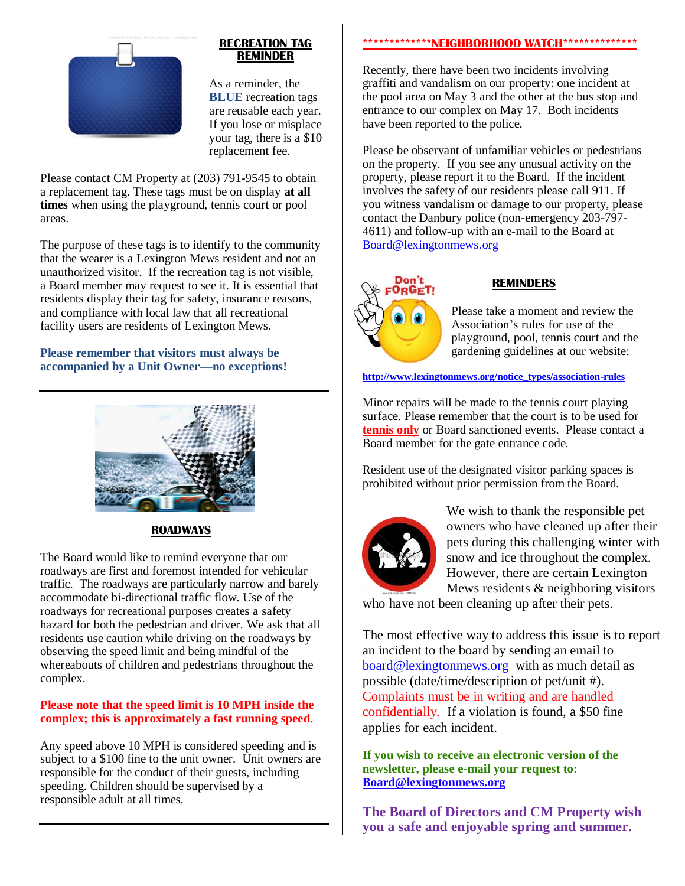## RECREATION TAG REMINDER

As a reminder, the **BLUE** recreation tags are reusable each year. If you lose or misplace your tag, there is a $10 replacement fee.

Please contact CM Property at (203) 791-9545 to obtain a replacement tag. These tags must be on display **at all times** when using the playground, tennis court or pool areas.

The purpose of these tags is to identify to the community that the wearer is a Lexington Mews resident and not an unauthorized visitor. If the recreation tag is not visible, a Board member may request to see it. It is essential that residents display their tag for safety, insurance reasons, and compliance with local law that all recreational facility users are residents of Lexington Mews.

**Please remember that visitors must always be accompanied by a Unit Owner—no exceptions!**

## ROADWAYS

The Board would like to remind everyone that our roadways are first and foremost intended for vehicular traffic. The roadways are particularly narrow and barely accommodate bi-directional traffic flow. Use of the roadways for recreational purposes creates a safety hazard for both the pedestrian and driver. We ask that all residents use caution while driving on the roadways by observing the speed limit and being mindful of the whereabouts of children and pedestrians throughout the complex.

**Please note that the speed limit is 10 MPH inside the complex; this is approximately a fast running speed.**

Any speed above 10 MPH is considered speeding and is subject to a $100 fine to the unit owner. Unit owners are responsible for the conduct of their guests, including speeding. Children should be supervised by a responsible adult at all times.

## *************NEIGHBORHOOD WATCH*************

Recently, there have been two incidents involving graffiti and vandalism on our property: one incident at the pool area on May 3 and the other at the bus stop and entrance to our complex on May 17. Both incidents have been reported to the police.

Please be observant of unfamiliar vehicles or pedestrians on the property. If you see any unusual activity on the property, please report it to the Board. If the incident involves the safety of our residents please call 911. If you witness vandalism or damage to our property, please contact the Danbury police (non-emergency 203-797-4611) and follow-up with an e-mail to the Board at Board@lexingtonmews.org

## REMINDERS

Please take a moment and review the Association's rules for use of the playground, pool, tennis court and the gardening guidelines at our website:

**http://www.lexingtonmews.org/notice_types/association-rules**

Minor repairs will be made to the tennis court playing surface. Please remember that the court is to be used for **tennis only** or Board sanctioned events. Please contact a Board member for the gate entrance code.

Resident use of the designated visitor parking spaces is prohibited without prior permission from the Board.

We wish to thank the responsible pet owners who have cleaned up after their pets during this challenging winter with snow and ice throughout the complex. However, there are certain Lexington Mews residents & neighboring visitors who have not been cleaning up after their pets.

The most effective way to address this issue is to report an incident to the board by sending an email to board@lexingtonmews.org with as much detail as possible (date/time/description of pet/unit #). Complaints must be in writing and are handled confidentially. If a violation is found, a $50 fine applies for each incident.

**If you wish to receive an electronic version of the newsletter, please e-mail your request to: Board@lexingtonmews.org**

**The Board of Directors and CM Property wish you a safe and enjoyable spring and summer.**